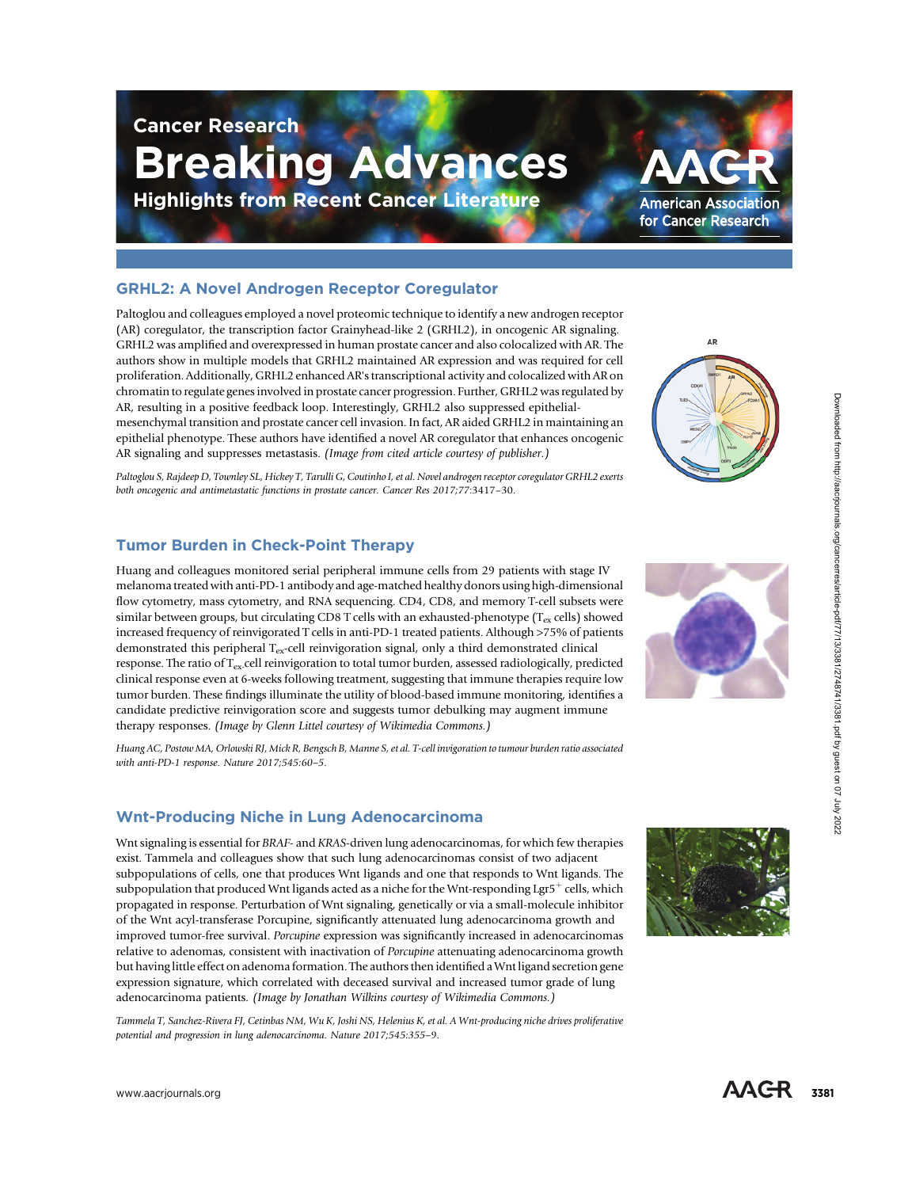# Cancer Research

# Breaking Advances

### Highlights from Recent Cancer Literature

## GRHL2: A Novel Androgen Receptor Coregulator

Paltoglou and colleagues employed a novel proteomic technique to identify a new androgen receptor (AR) coregulator, the transcription factor Grainyhead-like 2 (GRHL2), in oncogenic AR signaling. GRHL2 was amplified and overexpressed in human prostate cancer and also colocalized with AR. The authors show in multiple models that GRHL2 maintained AR expression and was required for cell proliferation. Additionally, GRHL2 enhanced AR's transcriptional activity and colocalized with AR on chromatin to regulate genes involved in prostate cancer progression. Further, GRHL2 was regulated by AR, resulting in a positive feedback loop. Interestingly, GRHL2 also suppressed epithelial-mesenchymal transition and prostate cancer cell invasion. In fact, AR aided GRHL2 in maintaining an epithelial phenotype. These authors have identified a novel AR coregulator that enhances oncogenic AR signaling and suppresses metastasis. *(Image from cited article courtesy of publisher.)*

*Paltoglou S, Rajdeep D, Townley SL, Hickey T, Tarulli G, Coutinho I, et al. Novel androgen receptor coregulator GRHL2 exerts both oncogenic and antimetastatic functions in prostate cancer. Cancer Res 2017;77:3417–30.*

## Tumor Burden in Check-Point Therapy

Huang and colleagues monitored serial peripheral immune cells from 29 patients with stage IV melanoma treated with anti-PD-1 antibody and age-matched healthy donors using high-dimensional flow cytometry, mass cytometry, and RNA sequencing. CD4, CD8, and memory T-cell subsets were similar between groups, but circulating CD8 T cells with an exhausted-phenotype ($T_{ex}$ cells) showed increased frequency of reinvigorated T cells in anti-PD-1 treated patients. Although >75% of patients demonstrated this peripheral $T_{ex}$-cell reinvigoration signal, only a third demonstrated clinical response. The ratio of $T_{ex}$ cell reinvigoration to total tumor burden, assessed radiologically, predicted clinical response even at 6-weeks following treatment, suggesting that immune therapies require low tumor burden. These findings illuminate the utility of blood-based immune monitoring, identifies a candidate predictive reinvigoration score and suggests tumor debulking may augment immune therapy responses. *(Image by Glenn Littel courtesy of Wikimedia Commons.)*

*Huang AC, Postow MA, Orlowski RJ, Mick R, Bengsch B, Manne S, et al. T-cell invigoration to tumour burden ratio associated with anti-PD-1 response. Nature 2017;545:60–5.*

## Wnt-Producing Niche in Lung Adenocarcinoma

Wnt signaling is essential for *BRAF*- and *KRAS*-driven lung adenocarcinomas, for which few therapies exist. Tammela and colleagues show that such lung adenocarcinomas consist of two adjacent subpopulations of cells, one that produces Wnt ligands and one that responds to Wnt ligands. The subpopulation that produced Wnt ligands acted as a niche for the Wnt-responding Lgr5$^{+}$ cells, which propagated in response. Perturbation of Wnt signaling, genetically or via a small-molecule inhibitor of the Wnt acyl-transferase Porcupine, significantly attenuated lung adenocarcinoma growth and improved tumor-free survival. *Porcupine* expression was significantly increased in adenocarcinomas relative to adenomas, consistent with inactivation of *Porcupine* attenuating adenocarcinoma growth but having little effect on adenoma formation. The authors then identified a Wnt ligand secretion gene expression signature, which correlated with deceased survival and increased tumor grade of lung adenocarcinoma patients. *(Image by Jonathan Wilkins courtesy of Wikimedia Commons.)*

*Tammela T, Sanchez-Rivera FJ, Cetinbas NM, Wu K, Joshi NS, Helenius K, et al. A Wnt-producing niche drives proliferative potential and progression in lung adenocarcinoma. Nature 2017;545:355–9.*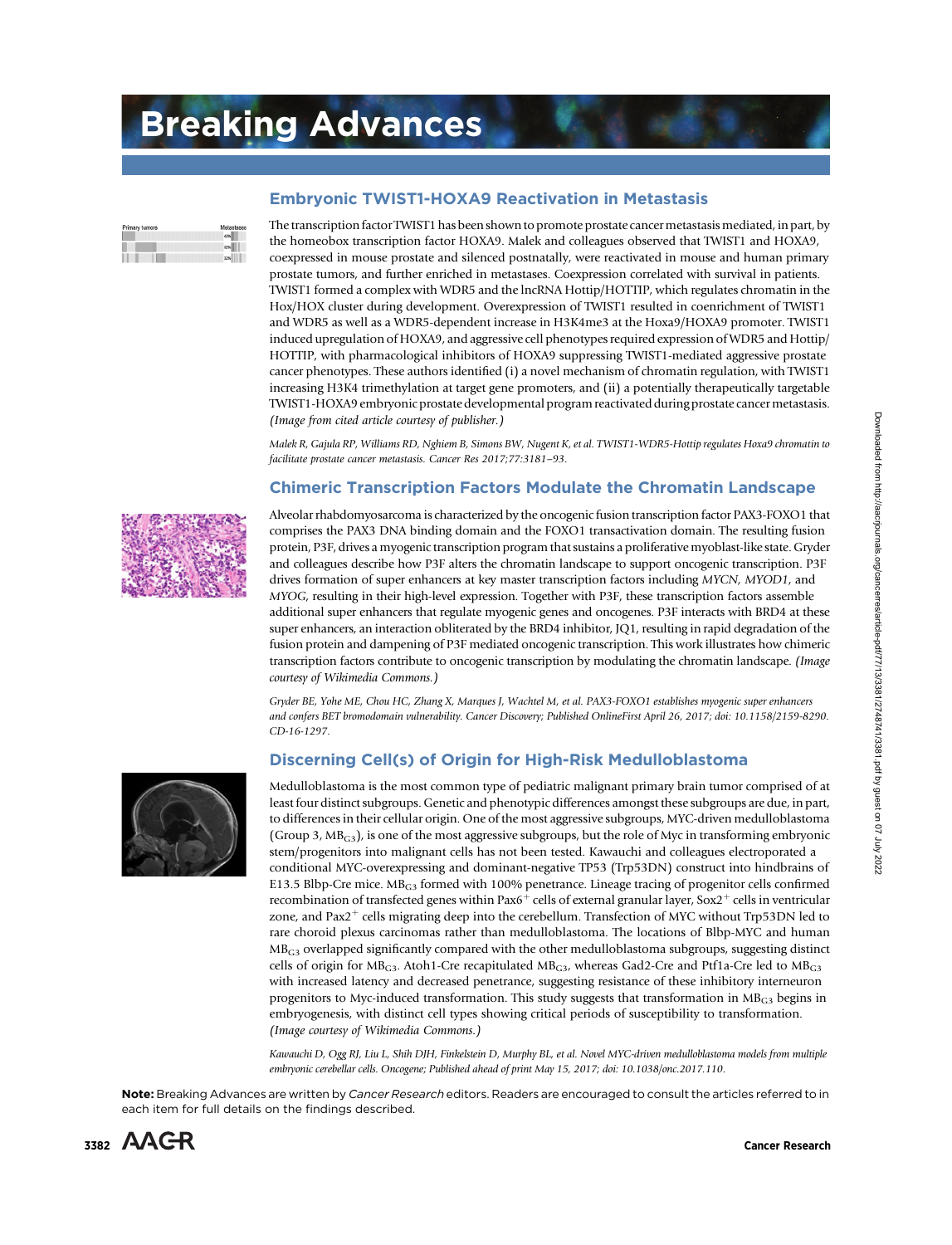# Breaking Advances

## Embryonic TWIST1-HOXA9 Reactivation in Metastasis

The transcription factor TWIST1 has been shown to promote prostate cancer metastasis mediated, in part, by the homeobox transcription factor HOXA9. Malek and colleagues observed that TWIST1 and HOXA9, coexpressed in mouse prostate and silenced postnatally, were reactivated in mouse and human primary prostate tumors, and further enriched in metastases. Coexpression correlated with survival in patients. TWIST1 formed a complex with WDR5 and the lncRNA Hottip/HOTTIP, which regulates chromatin in the Hox/HOX cluster during development. Overexpression of TWIST1 resulted in coenrichment of TWIST1 and WDR5 as well as a WDR5-dependent increase in H3K4me3 at the Hoxa9/HOXA9 promoter. TWIST1 induced upregulation of HOXA9, and aggressive cell phenotypes required expression of WDR5 and Hottip/HOTTIP, with pharmacological inhibitors of HOXA9 suppressing TWIST1-mediated aggressive prostate cancer phenotypes. These authors identified (i) a novel mechanism of chromatin regulation, with TWIST1 increasing H3K4 trimethylation at target gene promoters, and (ii) a potentially therapeutically targetable TWIST1-HOXA9 embryonic prostate developmental program reactivated during prostate cancer metastasis. *(Image from cited article courtesy of publisher.)*

*Malek R, Gajula RP, Williams RD, Nghiem B, Simons BW, Nugent K, et al. TWIST1-WDR5-Hottip regulates Hoxa9 chromatin to facilitate prostate cancer metastasis. Cancer Res 2017;77:3181–93.*

## Chimeric Transcription Factors Modulate the Chromatin Landscape

Alveolar rhabdomyosarcoma is characterized by the oncogenic fusion transcription factor PAX3-FOXO1 that comprises the PAX3 DNA binding domain and the FOXO1 transactivation domain. The resulting fusion protein, P3F, drives a myogenic transcription program that sustains a proliferative myoblast-like state. Gryder and colleagues describe how P3F alters the chromatin landscape to support oncogenic transcription. P3F drives formation of super enhancers at key master transcription factors including *MYCN*, *MYOD1*, and *MYOG*, resulting in their high-level expression. Together with P3F, these transcription factors assemble additional super enhancers that regulate myogenic genes and oncogenes. P3F interacts with BRD4 at these super enhancers, an interaction obliterated by the BRD4 inhibitor, JQ1, resulting in rapid degradation of the fusion protein and dampening of P3F mediated oncogenic transcription. This work illustrates how chimeric transcription factors contribute to oncogenic transcription by modulating the chromatin landscape. *(Image courtesy of Wikimedia Commons.)*

*Gryder BE, Yohe ME, Chou HC, Zhang X, Marques J, Wachtel M, et al. PAX3-FOXO1 establishes myogenic super enhancers and confers BET bromodomain vulnerability. Cancer Discovery; Published OnlineFirst April 26, 2017; doi: 10.1158/2159-8290.CD-16-1297.*

## Discerning Cell(s) of Origin for High-Risk Medulloblastoma

Medulloblastoma is the most common type of pediatric malignant primary brain tumor comprised of at least four distinct subgroups. Genetic and phenotypic differences amongst these subgroups are due, in part, to differences in their cellular origin. One of the most aggressive subgroups, MYC-driven medulloblastoma (Group 3, $MB_{G3}$), is one of the most aggressive subgroups, but the role of Myc in transforming embryonic stem/progenitors into malignant cells has not been tested. Kawauchi and colleagues electroporated a conditional MYC-overexpressing and dominant-negative TP53 (Trp53DN) construct into hindbrains of E13.5 Blbp-Cre mice. $MB_{G3}$ formed with 100% penetrance. Lineage tracing of progenitor cells confirmed recombination of transfected genes within $Pax6^{+}$ cells of external granular layer, $Sox2^{+}$ cells in ventricular zone, and $Pax2^{+}$ cells migrating deep into the cerebellum. Transfection of MYC without Trp53DN led to rare choroid plexus carcinomas rather than medulloblastoma. The locations of Blbp-MYC and human $MB_{G3}$ overlapped significantly compared with the other medulloblastoma subgroups, suggesting distinct cells of origin for $MB_{G3}$. Atoh1-Cre recapitulated $MB_{G3}$, whereas Gad2-Cre and Ptf1a-Cre led to $MB_{G3}$ with increased latency and decreased penetrance, suggesting resistance of these inhibitory interneuron progenitors to Myc-induced transformation. This study suggests that transformation in $MB_{G3}$ begins in embryogenesis, with distinct cell types showing critical periods of susceptibility to transformation. *(Image courtesy of Wikimedia Commons.)*

*Kawauchi D, Ogg RJ, Liu L, Shih DJH, Finkelstein D, Murphy BL, et al. Novel MYC-driven medulloblastoma models from multiple embryonic cerebellar cells. Oncogene; Published ahead of print May 15, 2017; doi: 10.1038/onc.2017.110.*

**Note:** Breaking Advances are written by *Cancer Research* editors. Readers are encouraged to consult the articles referred to in each item for full details on the findings described.